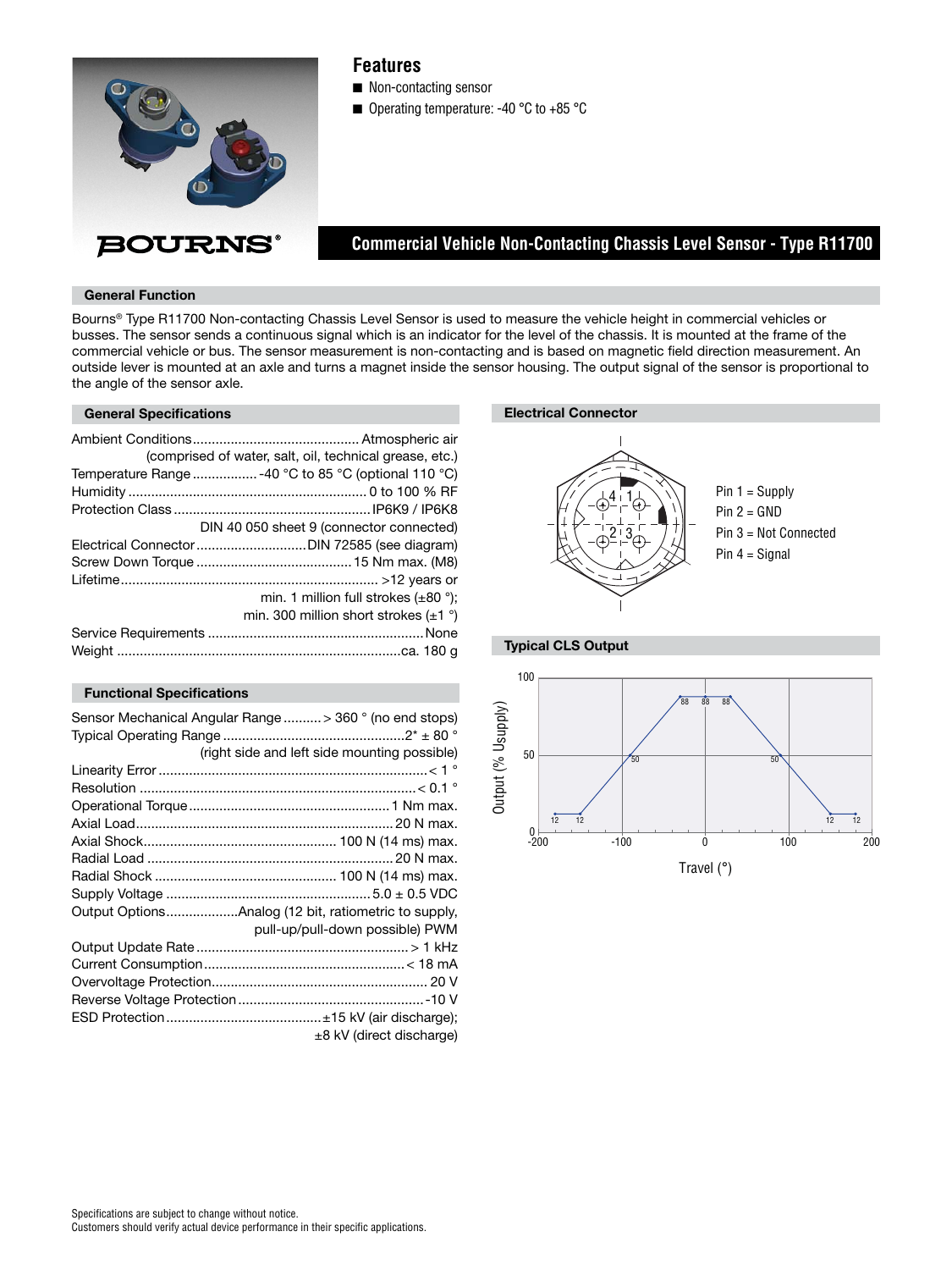BOURNS®

# Commercial Vehicle Non-Contacting Chassis Level Sensor - Type R11700

## Features

- Non-contacting sensor
- Operating temperature: -40 °C to +85 °C

## General Function

Bourns® Type R11700 Non-contacting Chassis Level Sensor is used to measure the vehicle height in commercial vehicles or busses. The sensor sends a continuous signal which is an indicator for the level of the chassis. It is mounted at the frame of the chassis. The sensor measurement is non-contacting and is based on magnetic field direction measurement. An outside lever is mounted at an axle and turns a magnet inside the sensor housing. The output signal of the sensor is proportional to the angle of the sensor axle.

## General Specifications

| Parameter | Value |
|---|---|
| Ambient Conditions | Atmospheric air (comprised of water, salt, oil, technical grease, etc.) |
| Temperature Range | -40 °C to 85 °C (optional 110 °C) |
| Humidity | 0 to 100 % RF |
| Protection Class | IP6K9 / IP6K8 DIN 40 050 sheet 9 (connector connected) |
| Electrical Connector | DIN 72585 (see diagram) |
| Screw Down Torque | 15 Nm max. (M8) |
| Lifetime | >12 years or min. 1 million full strokes (±80 °); min. 300 million short strokes (±1 °) |
| Service Requirements | None |
| Weight | ca. 180 g |

## Functional Specifications

| Parameter | Value |
|---|---|
| Sensor Mechanical Angular Range | > 360 ° (no end stops) |
| Typical Operating Range | 2* ± 80 ° (right side and left side mounting possible) |
| Linearity Error | < 1 ° |
| Resolution | < 0.1 ° |
| Operational Torque | 1 Nm max. |
| Axial Load | 20 N max. |
| Axial Shock | 100 N (14 ms) max. |
| Radial Load | 20 N max. |
| Radial Shock | 100 N (14 ms) max. |
| Supply Voltage | 5.0 ± 0.5 VDC |
| Output Options | Analog (12 bit, ratiometric to supply, pull-up/pull-down possible) PWM |
| Output Update Rate | > 1 kHz |
| Current Consumption | < 18 mA |
| Overvoltage Protection | 20 V |
| Reverse Voltage Protection | -10 V |
| ESD Protection | ±15 kV (air discharge); ±8 kV (direct discharge) |

## Electrical Connector

- Pin 1 = Supply
- Pin 2 = GND
- Pin 3 = Not Connected
- Pin 4 = Signal

## Typical CLS Output

Output (% $U_{supply}$) vs. Travel (°): 12 at -180 and -150; 50 at -90; 88 at -30, 0 and 30; 50 at 90; 12 at 150 and 180.

Specifications are subject to change without notice.
Customers should verify actual device performance in their specific applications.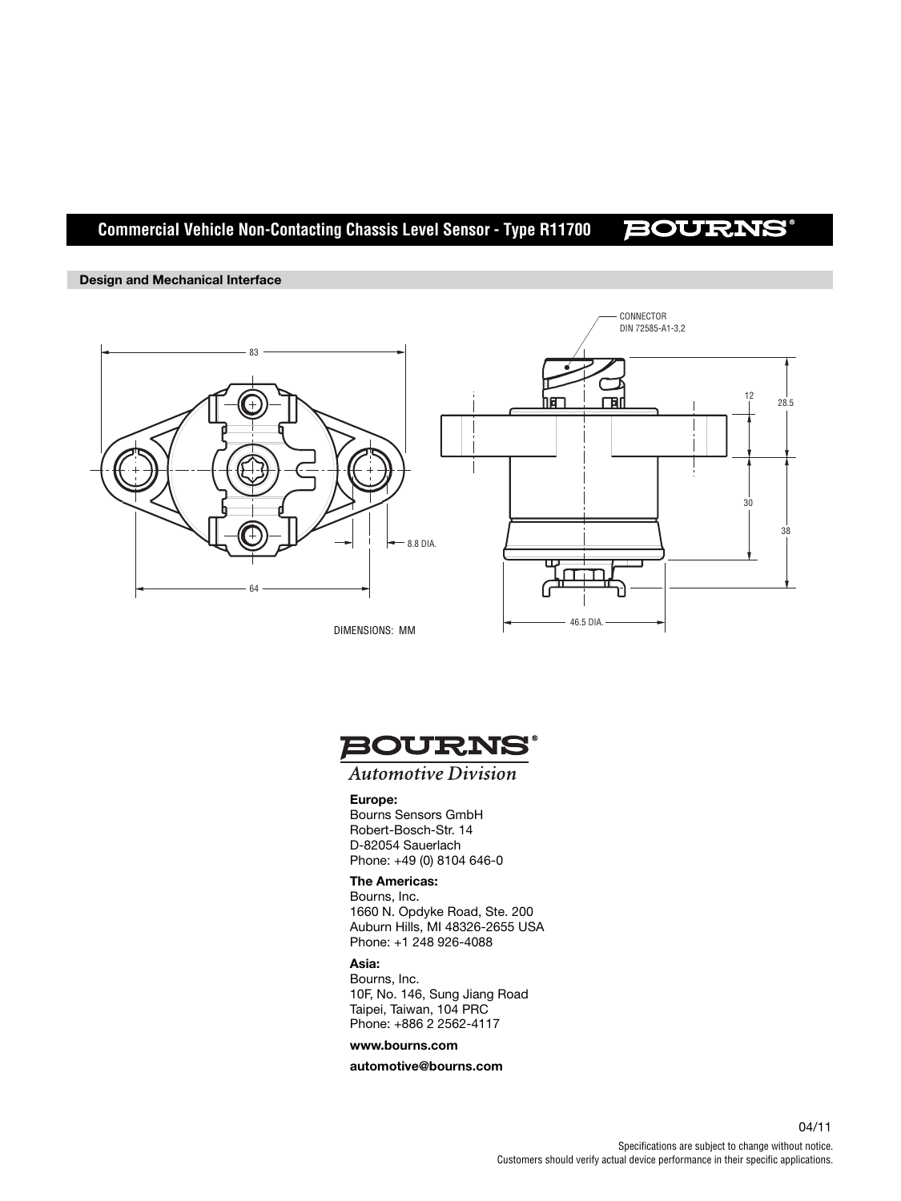## Commercial Vehicle Non-Contacting Chassis Level Sensor - Type R11700

### Design and Mechanical Interface

CONNECTOR
DIN 72585-A1-3,2

83

64

8.8 DIA.

12

28.5

30

38

46.5 DIA.

DIMENSIONS: MM

**BOURNS®**
*Automotive Division*

**Europe:**
Bourns Sensors GmbH
Robert-Bosch-Str. 14
D-82054 Sauerlach
Phone: +49 (0) 8104 646-0

**The Americas:**
Bourns, Inc.
1660 N. Opdyke Road, Ste. 200
Auburn Hills, MI 48326-2655 USA
Phone: +1 248 926-4088

**Asia:**
Bourns, Inc.
10F, No. 146, Sung Jiang Road
Taipei, Taiwan, 104 PRC
Phone: +886 2 2562-4117

**www.bourns.com**

**automotive@bourns.com**

04/11

Specifications are subject to change without notice.
Customers should verify actual device performance in their specific applications.